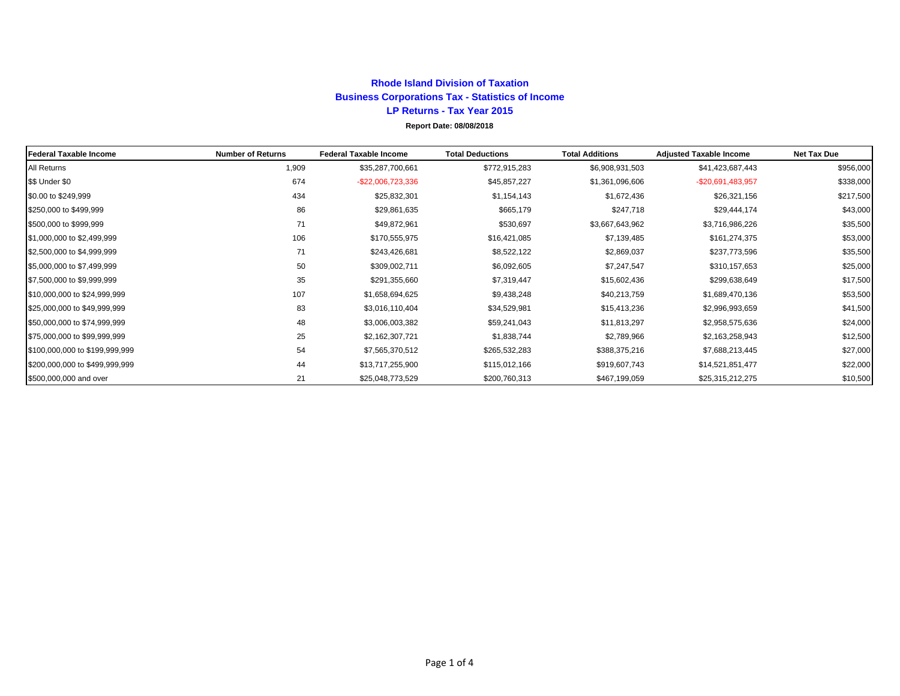# Rhode Island Division of Taxation

## Business Corporations Tax - Statistics of Income

### LP Returns - Tax Year 2015

**Report Date: 08/08/2018**

| Federal Taxable Income | Number of Returns | Federal Taxable Income | Total Deductions | Total Additions | Adjusted Taxable Income | Net Tax Due |
|---|---|---|---|---|---|---|
| All Returns | 1,909 | $35,287,700,661 | $772,915,283 | $6,908,931,503 | $41,423,687,443 | $956,000 |
| $$ Under $0 | 674 | -$22,006,723,336 | $45,857,227 | $1,361,096,606 | -$20,691,483,957 | $338,000 |
| $0.00 to $249,999 | 434 | $25,832,301 | $1,154,143 | $1,672,436 | $26,321,156 | $217,500 |
| $250,000 to $499,999 | 86 | $29,861,635 | $665,179 | $247,718 | $29,444,174 | $43,000 |
| $500,000 to $999,999 | 71 | $49,872,961 | $530,697 | $3,667,643,962 | $3,716,986,226 | $35,500 |
| $1,000,000 to $2,499,999 | 106 | $170,555,975 | $16,421,085 | $7,139,485 | $161,274,375 | $53,000 |
| $2,500,000 to $4,999,999 | 71 | $243,426,681 | $8,522,122 | $2,869,037 | $237,773,596 | $35,500 |
| $5,000,000 to $7,499,999 | 50 | $309,002,711 | $6,092,605 | $7,247,547 | $310,157,653 | $25,000 |
| $7,500,000 to $9,999,999 | 35 | $291,355,660 | $7,319,447 | $15,602,436 | $299,638,649 | $17,500 |
| $10,000,000 to $24,999,999 | 107 | $1,658,694,625 | $9,438,248 | $40,213,759 | $1,689,470,136 | $53,500 |
| $25,000,000 to $49,999,999 | 83 | $3,016,110,404 | $34,529,981 | $15,413,236 | $2,996,993,659 | $41,500 |
| $50,000,000 to $74,999,999 | 48 | $3,006,003,382 | $59,241,043 | $11,813,297 | $2,958,575,636 | $24,000 |
| $75,000,000 to $99,999,999 | 25 | $2,162,307,721 | $1,838,744 | $2,789,966 | $2,163,258,943 | $12,500 |
| $100,000,000 to $199,999,999 | 54 | $7,565,370,512 | $265,532,283 | $388,375,216 | $7,688,213,445 | $27,000 |
| $200,000,000 to $499,999,999 | 44 | $13,717,255,900 | $115,012,166 | $919,607,743 | $14,521,851,477 | $22,000 |
| $500,000,000 and over | 21 | $25,048,773,529 | $200,760,313 | $467,199,059 | $25,315,212,275 | $10,500 |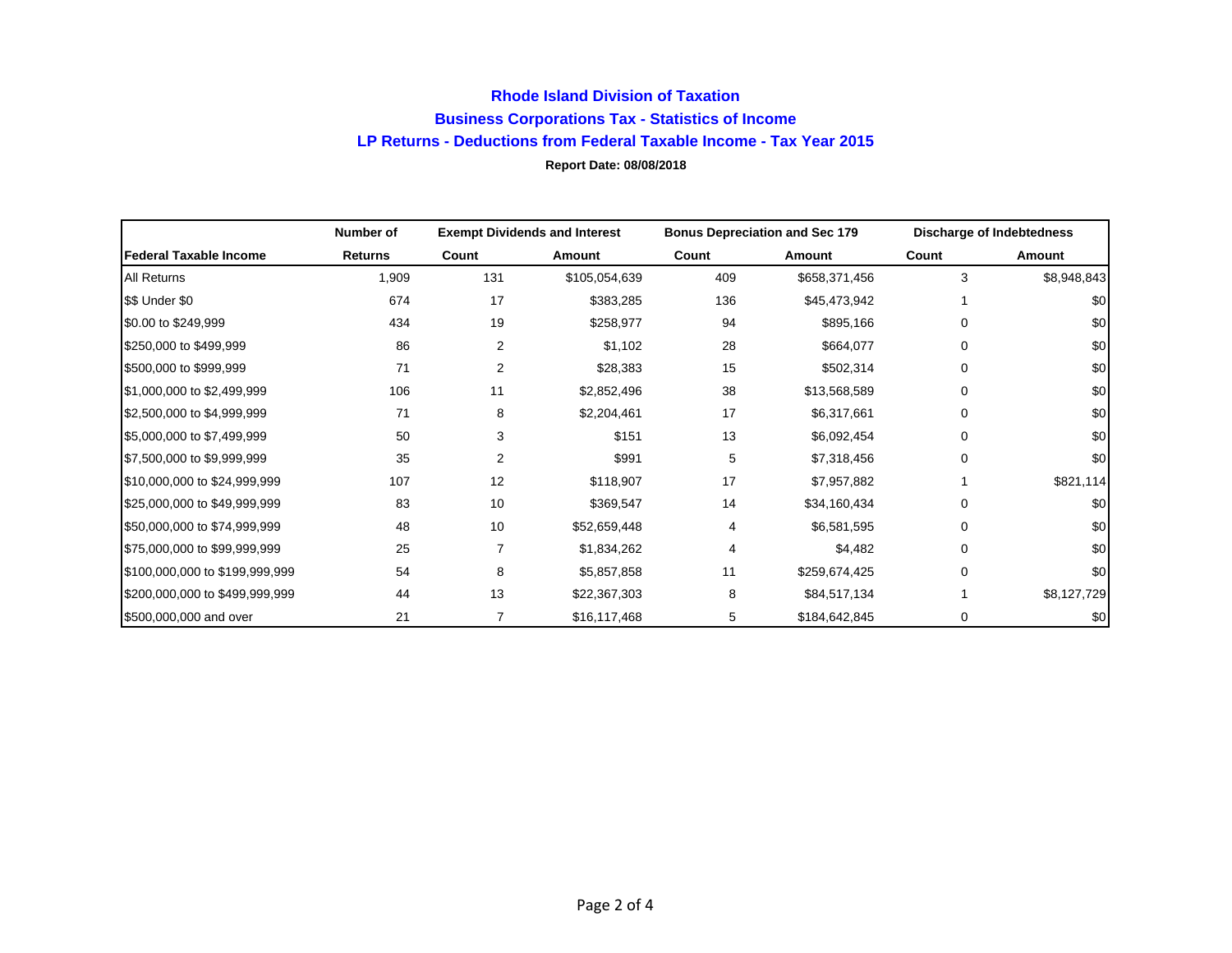# Rhode Island Division of Taxation

## Business Corporations Tax - Statistics of Income

## LP Returns - Deductions from Federal Taxable Income - Tax Year 2015

**Report Date: 08/08/2018**

| | Number of | Exempt Dividends and Interest | | Bonus Depreciation and Sec 179 | | Discharge of Indebtedness | |
|---|---|---|---|---|---|---|---|
| **Federal Taxable Income** | **Returns** | **Count** | **Amount** | **Count** | **Amount** | **Count** | **Amount** |
| All Returns | 1,909 | 131 | $105,054,639 | 409 | $658,371,456 | 3 | $8,948,843 |
| $$ Under $0 | 674 | 17 | $383,285 | 136 | $45,473,942 | 1 | $0 |
| $0.00 to $249,999 | 434 | 19 | $258,977 | 94 | $895,166 | 0 | $0 |
| $250,000 to $499,999 | 86 | 2 | $1,102 | 28 | $664,077 | 0 | $0 |
| $500,000 to $999,999 | 71 | 2 | $28,383 | 15 | $502,314 | 0 | $0 |
| $1,000,000 to $2,499,999 | 106 | 11 | $2,852,496 | 38 | $13,568,589 | 0 | $0 |
| $2,500,000 to $4,999,999 | 71 | 8 | $2,204,461 | 17 | $6,317,661 | 0 | $0 |
| $5,000,000 to $7,499,999 | 50 | 3 | $151 | 13 | $6,092,454 | 0 | $0 |
| $7,500,000 to $9,999,999 | 35 | 2 | $991 | 5 | $7,318,456 | 0 | $0 |
| $10,000,000 to $24,999,999 | 107 | 12 | $118,907 | 17 | $7,957,882 | 1 | $821,114 |
| $25,000,000 to $49,999,999 | 83 | 10 | $369,547 | 14 | $34,160,434 | 0 | $0 |
| $50,000,000 to $74,999,999 | 48 | 10 | $52,659,448 | 4 | $6,581,595 | 0 | $0 |
| $75,000,000 to $99,999,999 | 25 | 7 | $1,834,262 | 4 | $4,482 | 0 | $0 |
| $100,000,000 to $199,999,999 | 54 | 8 | $5,857,858 | 11 | $259,674,425 | 0 | $0 |
| $200,000,000 to $499,999,999 | 44 | 13 | $22,367,303 | 8 | $84,517,134 | 1 | $8,127,729 |
| $500,000,000 and over | 21 | 7 | $16,117,468 | 5 | $184,642,845 | 0 | $0 |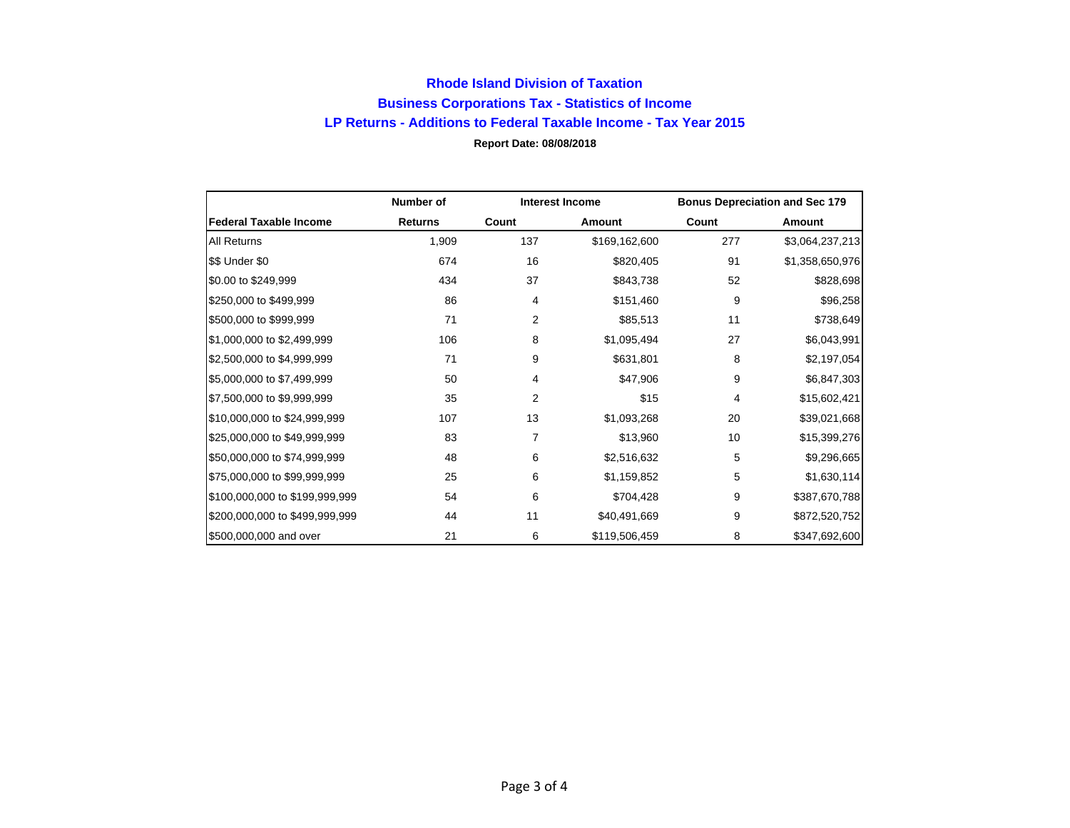# Rhode Island Division of Taxation

## Business Corporations Tax - Statistics of Income

## LP Returns - Additions to Federal Taxable Income - Tax Year 2015

**Report Date: 08/08/2018**

| | Number of | Interest Income | | Bonus Depreciation and Sec 179 | |
|---|---|---|---|---|---|
| **Federal Taxable Income** | **Returns** | **Count** | **Amount** | **Count** | **Amount** |
| All Returns | 1,909 | 137 | $169,162,600 | 277 | $3,064,237,213 |
| $$ Under $0 | 674 | 16 | $820,405 | 91 | $1,358,650,976 |
| $0.00 to $249,999 | 434 | 37 | $843,738 | 52 | $828,698 |
| $250,000 to $499,999 | 86 | 4 | $151,460 | 9 | $96,258 |
| $500,000 to $999,999 | 71 | 2 | $85,513 | 11 | $738,649 |
| $1,000,000 to $2,499,999 | 106 | 8 | $1,095,494 | 27 | $6,043,991 |
| $2,500,000 to $4,999,999 | 71 | 9 | $631,801 | 8 | $2,197,054 |
| $5,000,000 to $7,499,999 | 50 | 4 | $47,906 | 9 | $6,847,303 |
| $7,500,000 to $9,999,999 | 35 | 2 | $15 | 4 | $15,602,421 |
| $10,000,000 to $24,999,999 | 107 | 13 | $1,093,268 | 20 | $39,021,668 |
| $25,000,000 to $49,999,999 | 83 | 7 | $13,960 | 10 | $15,399,276 |
| $50,000,000 to $74,999,999 | 48 | 6 | $2,516,632 | 5 | $9,296,665 |
| $75,000,000 to $99,999,999 | 25 | 6 | $1,159,852 | 5 | $1,630,114 |
| $100,000,000 to $199,999,999 | 54 | 6 | $704,428 | 9 | $387,670,788 |
| $200,000,000 to $499,999,999 | 44 | 11 | $40,491,669 | 9 | $872,520,752 |
| $500,000,000 and over | 21 | 6 | $119,506,459 | 8 | $347,692,600 |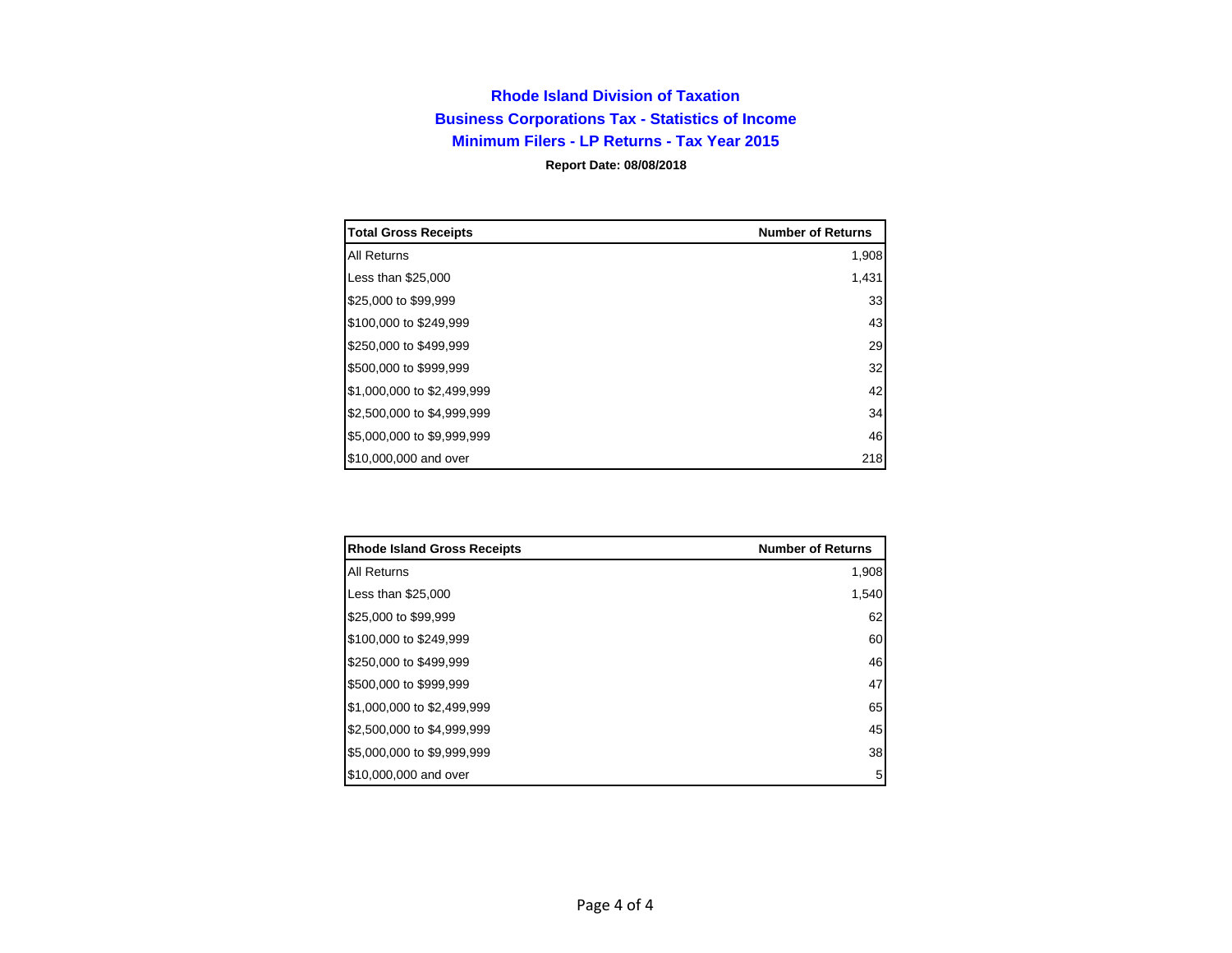# Rhode Island Division of Taxation

## Business Corporations Tax - Statistics of Income

## Minimum Filers - LP Returns - Tax Year 2015

**Report Date: 08/08/2018**

| Total Gross Receipts | Number of Returns |
|---|---|
| All Returns | 1,908 |
| Less than $25,000 | 1,431 |
| $25,000 to $99,999 | 33 |
| $100,000 to $249,999 | 43 |
| $250,000 to $499,999 | 29 |
| $500,000 to $999,999 | 32 |
| $1,000,000 to $2,499,999 | 42 |
| $2,500,000 to $4,999,999 | 34 |
| $5,000,000 to $9,999,999 | 46 |
| $10,000,000 and over | 218 |

| Rhode Island Gross Receipts | Number of Returns |
|---|---|
| All Returns | 1,908 |
| Less than $25,000 | 1,540 |
| $25,000 to $99,999 | 62 |
| $100,000 to $249,999 | 60 |
| $250,000 to $499,999 | 46 |
| $500,000 to $999,999 | 47 |
| $1,000,000 to $2,499,999 | 65 |
| $2,500,000 to $4,999,999 | 45 |
| $5,000,000 to $9,999,999 | 38 |
| $10,000,000 and over | 5 |